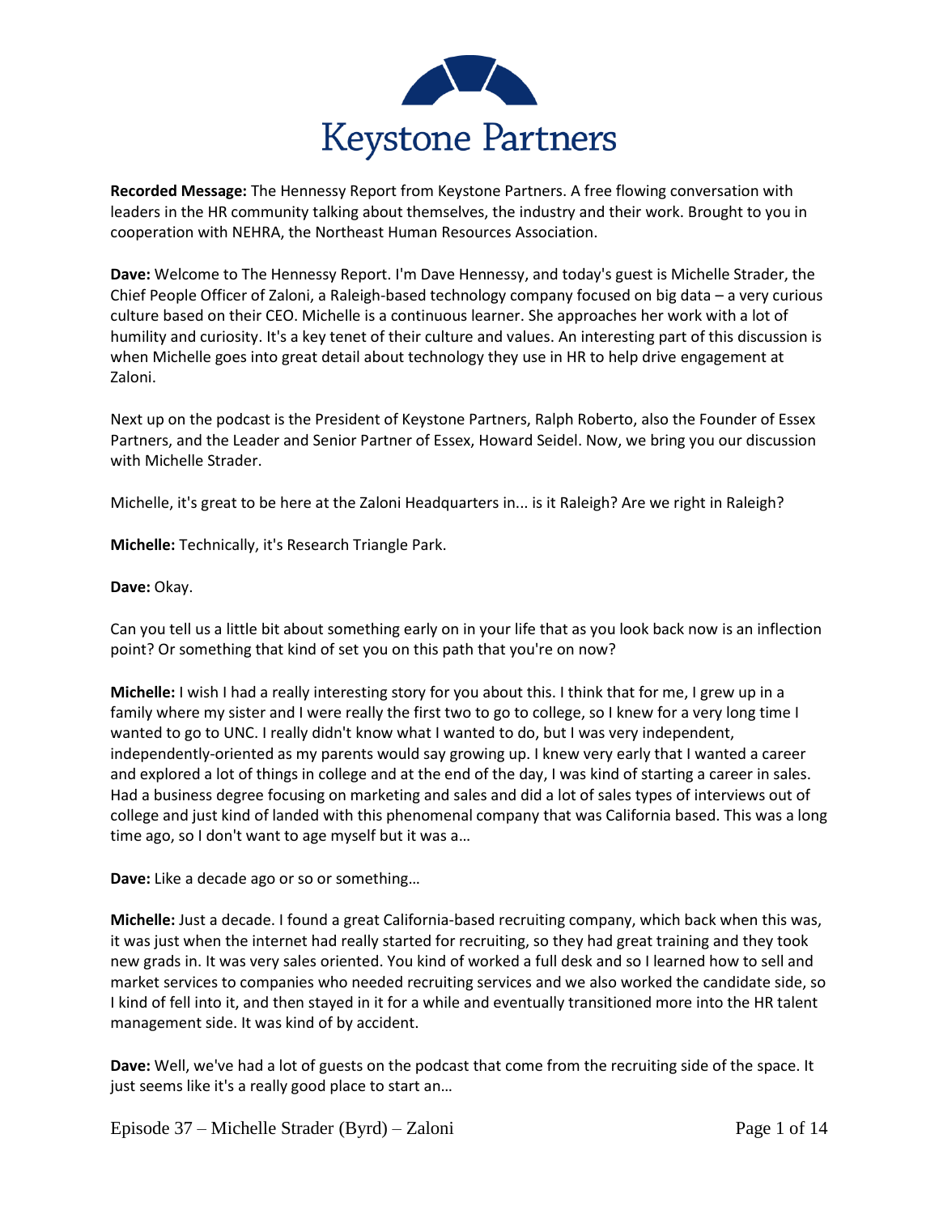# Keystone Partners

**Recorded Message:** The Hennessy Report from Keystone Partners. A free flowing conversation with leaders in the HR community talking about themselves, the industry and their work. Brought to you in cooperation with NEHRA, the Northeast Human Resources Association.

**Dave:** Welcome to The Hennessy Report. I'm Dave Hennessy, and today's guest is Michelle Strader, the Chief People Officer of Zaloni, a Raleigh-based technology company focused on big data – a very curious culture based on their CEO. Michelle is a continuous learner. She approaches her work with a lot of humility and curiosity. It's a key tenet of their culture and values. An interesting part of this discussion is when Michelle goes into great detail about technology they use in HR to help drive engagement at Zaloni.

Next up on the podcast is the President of Keystone Partners, Ralph Roberto, also the Founder of Essex Partners, and the Leader and Senior Partner of Essex, Howard Seidel. Now, we bring you our discussion with Michelle Strader.

Michelle, it's great to be here at the Zaloni Headquarters in... is it Raleigh? Are we right in Raleigh?

**Michelle:** Technically, it's Research Triangle Park.

**Dave:** Okay.

Can you tell us a little bit about something early on in your life that as you look back now is an inflection point? Or something that kind of set you on this path that you're on now?

**Michelle:** I wish I had a really interesting story for you about this. I think that for me, I grew up in a family where my sister and I were really the first two to go to college, so I knew for a very long time I wanted to go to UNC. I really didn't know what I wanted to do, but I was very independent, independently-oriented as my parents would say growing up. I knew very early that I wanted a career and explored a lot of things in college and at the end of the day, I was kind of starting a career in sales. Had a business degree focusing on marketing and sales and did a lot of sales types of interviews out of college and just kind of landed with this phenomenal company that was California based. This was a long time ago, so I don't want to age myself but it was a…

**Dave:** Like a decade ago or so or something…

**Michelle:** Just a decade. I found a great California-based recruiting company, which back when this was, it was just when the internet had really started for recruiting, so they had great training and they took new grads in. It was very sales oriented. You kind of worked a full desk and so I learned how to sell and market services to companies who needed recruiting services and we also worked the candidate side, so I kind of fell into it, and then stayed in it for a while and eventually transitioned more into the HR talent management side. It was kind of by accident.

**Dave:** Well, we've had a lot of guests on the podcast that come from the recruiting side of the space. It just seems like it's a really good place to start an…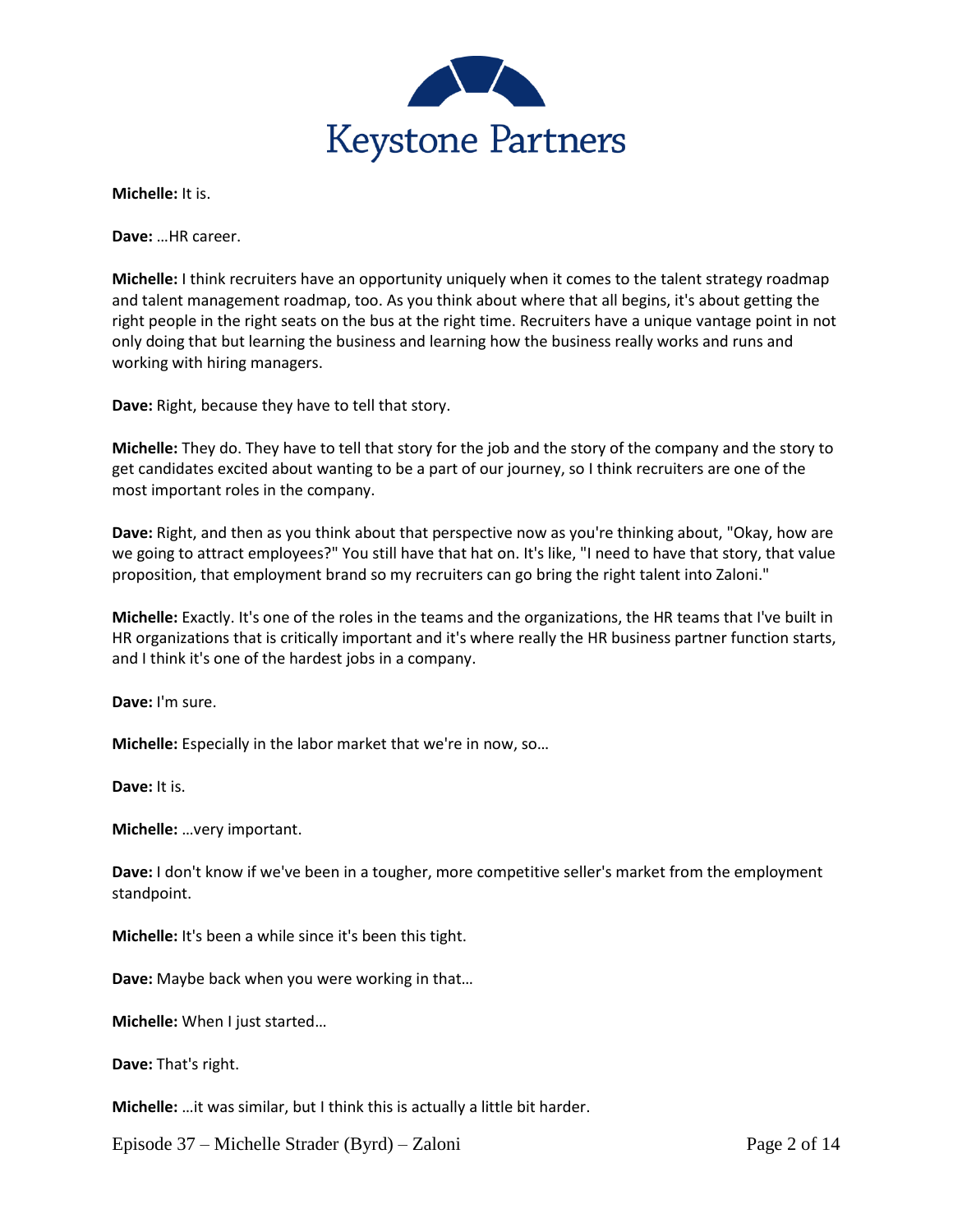**Michelle:** It is.

**Dave:** …HR career.

**Michelle:** I think recruiters have an opportunity uniquely when it comes to the talent strategy roadmap and talent management roadmap, too. As you think about where that all begins, it's about getting the right people in the right seats on the bus at the right time. Recruiters have a unique vantage point in not only doing that but learning the business and learning how the business really works and runs and working with hiring managers.

**Dave:** Right, because they have to tell that story.

**Michelle:** They do. They have to tell that story for the job and the story of the company and the story to get candidates excited about wanting to be a part of our journey, so I think recruiters are one of the most important roles in the company.

**Dave:** Right, and then as you think about that perspective now as you're thinking about, "Okay, how are we going to attract employees?" You still have that hat on. It's like, "I need to have that story, that value proposition, that employment brand so my recruiters can go bring the right talent into Zaloni."

**Michelle:** Exactly. It's one of the roles in the teams and the organizations, the HR teams that I've built in HR organizations that is critically important and it's where really the HR business partner function starts, and I think it's one of the hardest jobs in a company.

**Dave:** I'm sure.

**Michelle:** Especially in the labor market that we're in now, so…

**Dave:** It is.

**Michelle:** …very important.

**Dave:** I don't know if we've been in a tougher, more competitive seller's market from the employment standpoint.

**Michelle:** It's been a while since it's been this tight.

**Dave:** Maybe back when you were working in that…

**Michelle:** When I just started…

**Dave:** That's right.

**Michelle:** …it was similar, but I think this is actually a little bit harder.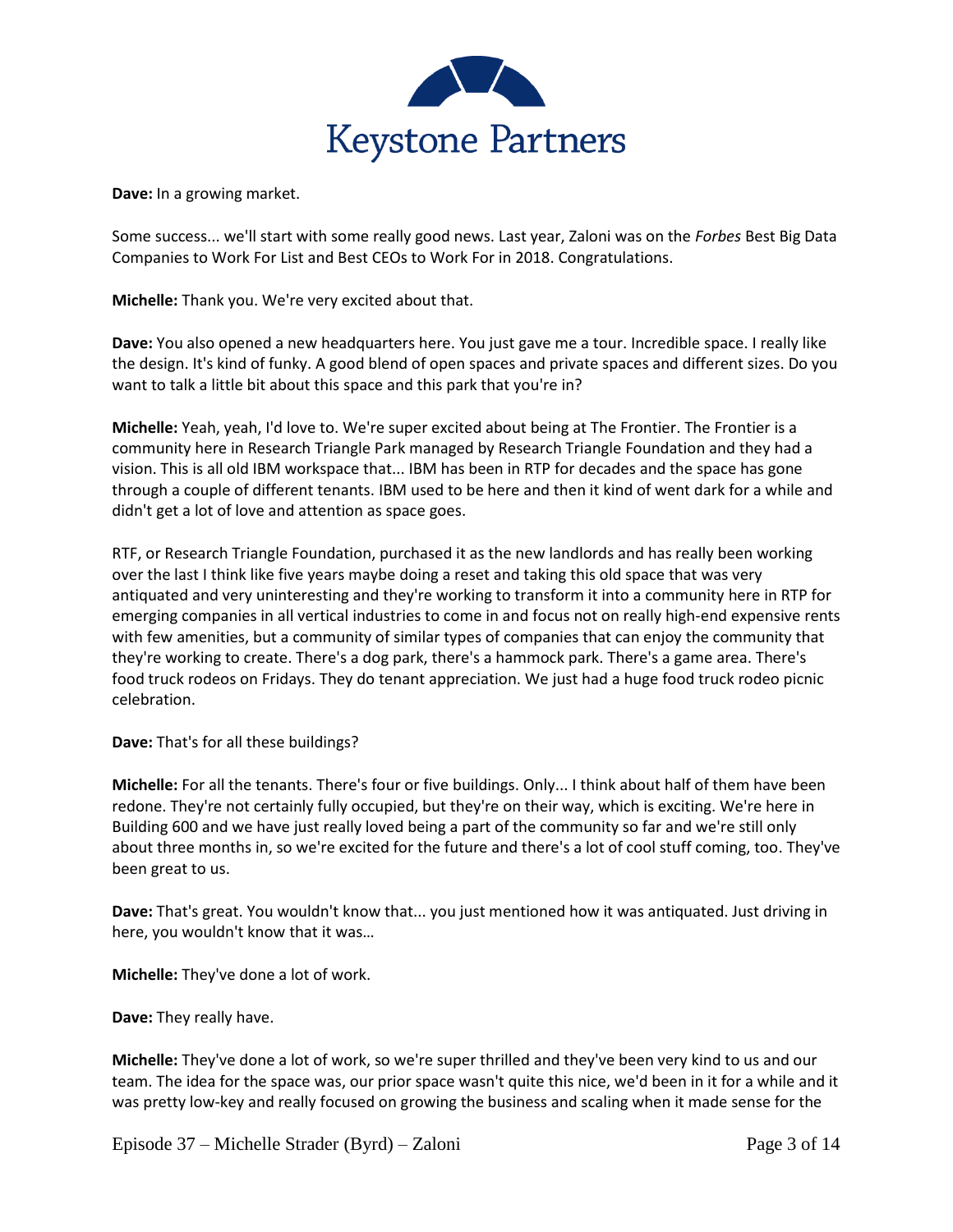**Dave:** In a growing market.

Some success... we'll start with some really good news. Last year, Zaloni was on the *Forbes* Best Big Data Companies to Work For List and Best CEOs to Work For in 2018. Congratulations.

**Michelle:** Thank you. We're very excited about that.

**Dave:** You also opened a new headquarters here. You just gave me a tour. Incredible space. I really like the design. It's kind of funky. A good blend of open spaces and private spaces and different sizes. Do you want to talk a little bit about this space and this park that you're in?

**Michelle:** Yeah, yeah, I'd love to. We're super excited about being at The Frontier. The Frontier is a community here in Research Triangle Park managed by Research Triangle Foundation and they had a vision. This is all old IBM workspace that... IBM has been in RTP for decades and the space has gone through a couple of different tenants. IBM used to be here and then it kind of went dark for a while and didn't get a lot of love and attention as space goes.

RTF, or Research Triangle Foundation, purchased it as the new landlords and has really been working over the last I think like five years maybe doing a reset and taking this old space that was very antiquated and very uninteresting and they're working to transform it into a community here in RTP for emerging companies in all vertical industries to come in and focus not on really high-end expensive rents with few amenities, but a community of similar types of companies that can enjoy the community that they're working to create. There's a dog park, there's a hammock park. There's a game area. There's food truck rodeos on Fridays. They do tenant appreciation. We just had a huge food truck rodeo picnic celebration.

**Dave:** That's for all these buildings?

**Michelle:** For all the tenants. There's four or five buildings. Only... I think about half of them have been redone. They're not certainly fully occupied, but they're on their way, which is exciting. We're here in Building 600 and we have just really loved being a part of the community so far and we're still only about three months in, so we're excited for the future and there's a lot of cool stuff coming, too. They've been great to us.

**Dave:** That's great. You wouldn't know that... you just mentioned how it was antiquated. Just driving in here, you wouldn't know that it was…

**Michelle:** They've done a lot of work.

**Dave:** They really have.

**Michelle:** They've done a lot of work, so we're super thrilled and they've been very kind to us and our team. The idea for the space was, our prior space wasn't quite this nice, we'd been in it for a while and it was pretty low-key and really focused on growing the business and scaling when it made sense for the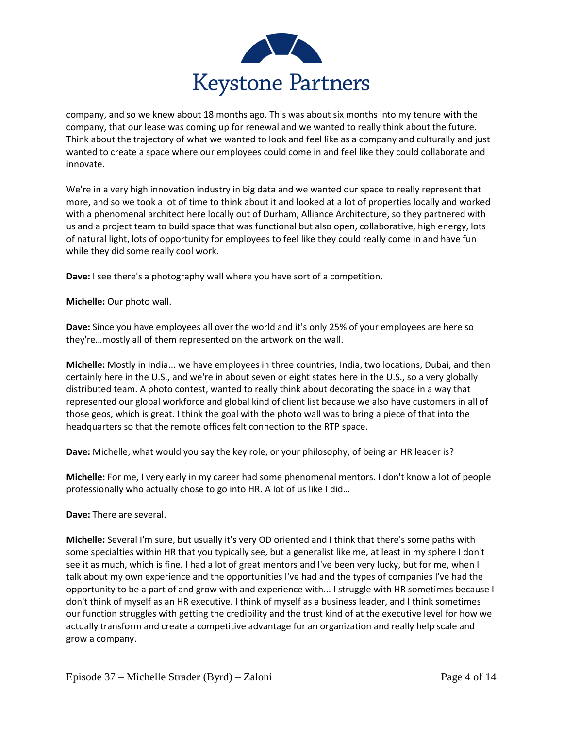company, and so we knew about 18 months ago. This was about six months into my tenure with the company, that our lease was coming up for renewal and we wanted to really think about the future. Think about the trajectory of what we wanted to look and feel like as a company and culturally and just wanted to create a space where our employees could come in and feel like they could collaborate and innovate.

We're in a very high innovation industry in big data and we wanted our space to really represent that more, and so we took a lot of time to think about it and looked at a lot of properties locally and worked with a phenomenal architect here locally out of Durham, Alliance Architecture, so they partnered with us and a project team to build space that was functional but also open, collaborative, high energy, lots of natural light, lots of opportunity for employees to feel like they could really come in and have fun while they did some really cool work.

**Dave:** I see there's a photography wall where you have sort of a competition.

**Michelle:** Our photo wall.

**Dave:** Since you have employees all over the world and it's only 25% of your employees are here so they're…mostly all of them represented on the artwork on the wall.

**Michelle:** Mostly in India... we have employees in three countries, India, two locations, Dubai, and then certainly here in the U.S., and we're in about seven or eight states here in the U.S., so a very globally distributed team. A photo contest, wanted to really think about decorating the space in a way that represented our global workforce and global kind of client list because we also have customers in all of those geos, which is great. I think the goal with the photo wall was to bring a piece of that into the headquarters so that the remote offices felt connection to the RTP space.

**Dave:** Michelle, what would you say the key role, or your philosophy, of being an HR leader is?

**Michelle:** For me, I very early in my career had some phenomenal mentors. I don't know a lot of people professionally who actually chose to go into HR. A lot of us like I did…

**Dave:** There are several.

**Michelle:** Several I'm sure, but usually it's very OD oriented and I think that there's some paths with some specialties within HR that you typically see, but a generalist like me, at least in my sphere I don't see it as much, which is fine. I had a lot of great mentors and I've been very lucky, but for me, when I talk about my own experience and the opportunities I've had and the types of companies I've had the opportunity to be a part of and grow with and experience with... I struggle with HR sometimes because I don't think of myself as an HR executive. I think of myself as a business leader, and I think sometimes our function struggles with getting the credibility and the trust kind of at the executive level for how we actually transform and create a competitive advantage for an organization and really help scale and grow a company.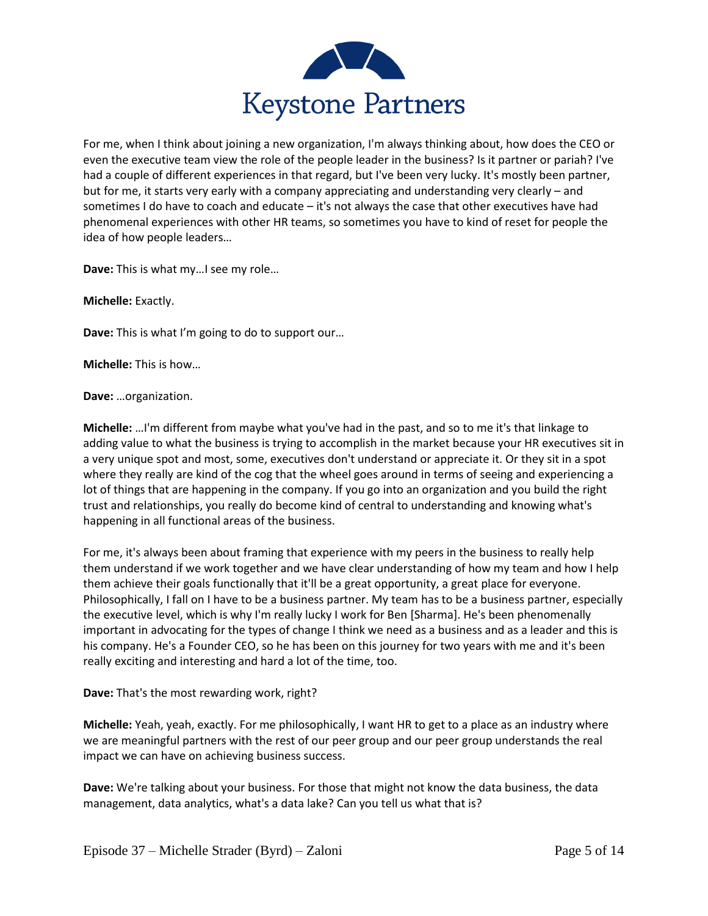For me, when I think about joining a new organization, I'm always thinking about, how does the CEO or even the executive team view the role of the people leader in the business? Is it partner or pariah? I've had a couple of different experiences in that regard, but I've been very lucky. It's mostly been partner, but for me, it starts very early with a company appreciating and understanding very clearly – and sometimes I do have to coach and educate – it's not always the case that other executives have had phenomenal experiences with other HR teams, so sometimes you have to kind of reset for people the idea of how people leaders…

**Dave:** This is what my…I see my role…

**Michelle:** Exactly.

**Dave:** This is what I'm going to do to support our…

**Michelle:** This is how…

**Dave:** …organization.

**Michelle:** …I'm different from maybe what you've had in the past, and so to me it's that linkage to adding value to what the business is trying to accomplish in the market because your HR executives sit in a very unique spot and most, some, executives don't understand or appreciate it. Or they sit in a spot where they really are kind of the cog that the wheel goes around in terms of seeing and experiencing a lot of things that are happening in the company. If you go into an organization and you build the right trust and relationships, you really do become kind of central to understanding and knowing what's happening in all functional areas of the business.

For me, it's always been about framing that experience with my peers in the business to really help them understand if we work together and we have clear understanding of how my team and how I help them achieve their goals functionally that it'll be a great opportunity, a great place for everyone. Philosophically, I fall on I have to be a business partner. My team has to be a business partner, especially the executive level, which is why I'm really lucky I work for Ben [Sharma]. He's been phenomenally important in advocating for the types of change I think we need as a business and as a leader and this is his company. He's a Founder CEO, so he has been on this journey for two years with me and it's been really exciting and interesting and hard a lot of the time, too.

**Dave:** That's the most rewarding work, right?

**Michelle:** Yeah, yeah, exactly. For me philosophically, I want HR to get to a place as an industry where we are meaningful partners with the rest of our peer group and our peer group understands the real impact we can have on achieving business success.

**Dave:** We're talking about your business. For those that might not know the data business, the data management, data analytics, what's a data lake? Can you tell us what that is?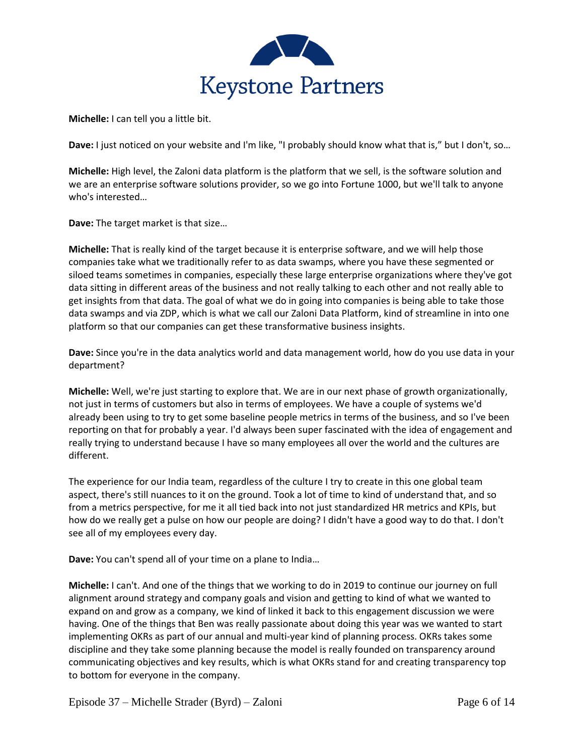**Michelle:** I can tell you a little bit.

**Dave:** I just noticed on your website and I'm like, "I probably should know what that is," but I don't, so…

**Michelle:** High level, the Zaloni data platform is the platform that we sell, is the software solution and we are an enterprise software solutions provider, so we go into Fortune 1000, but we'll talk to anyone who's interested…

**Dave:** The target market is that size…

**Michelle:** That is really kind of the target because it is enterprise software, and we will help those companies take what we traditionally refer to as data swamps, where you have these segmented or siloed teams sometimes in companies, especially these large enterprise organizations where they've got data sitting in different areas of the business and not really talking to each other and not really able to get insights from that data. The goal of what we do in going into companies is being able to take those data swamps and via ZDP, which is what we call our Zaloni Data Platform, kind of streamline in into one platform so that our companies can get these transformative business insights.

**Dave:** Since you're in the data analytics world and data management world, how do you use data in your department?

**Michelle:** Well, we're just starting to explore that. We are in our next phase of growth organizationally, not just in terms of customers but also in terms of employees. We have a couple of systems we'd already been using to try to get some baseline people metrics in terms of the business, and so I've been reporting on that for probably a year. I'd always been super fascinated with the idea of engagement and really trying to understand because I have so many employees all over the world and the cultures are different.

The experience for our India team, regardless of the culture I try to create in this one global team aspect, there's still nuances to it on the ground. Took a lot of time to kind of understand that, and so from a metrics perspective, for me it all tied back into not just standardized HR metrics and KPIs, but how do we really get a pulse on how our people are doing? I didn't have a good way to do that. I don't see all of my employees every day.

**Dave:** You can't spend all of your time on a plane to India…

**Michelle:** I can't. And one of the things that we working to do in 2019 to continue our journey on full alignment around strategy and company goals and vision and getting to kind of what we wanted to expand on and grow as a company, we kind of linked it back to this engagement discussion we were having. One of the things that Ben was really passionate about doing this year was we wanted to start implementing OKRs as part of our annual and multi-year kind of planning process. OKRs takes some discipline and they take some planning because the model is really founded on transparency around communicating objectives and key results, which is what OKRs stand for and creating transparency top to bottom for everyone in the company.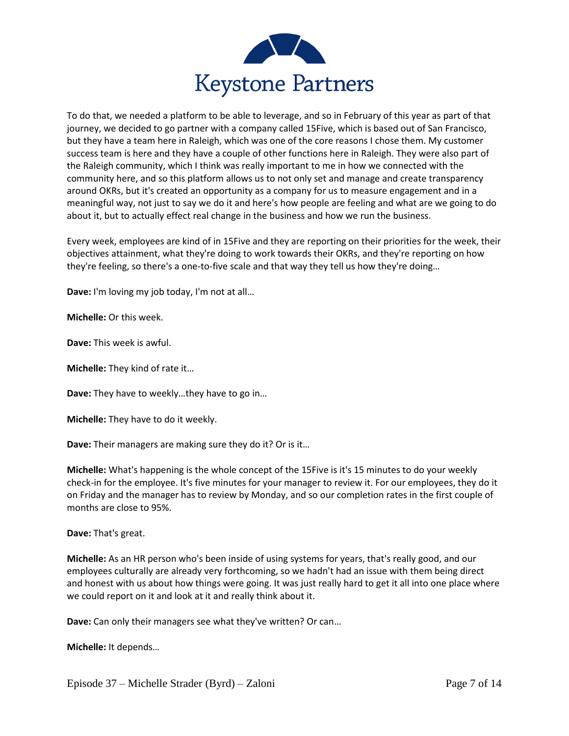To do that, we needed a platform to be able to leverage, and so in February of this year as part of that journey, we decided to go partner with a company called 15Five, which is based out of San Francisco, but they have a team here in Raleigh, which was one of the core reasons I chose them. My customer success team is here and they have a couple of other functions here in Raleigh. They were also part of the Raleigh community, which I think was really important to me in how we connected with the community here, and so this platform allows us to not only set and manage and create transparency around OKRs, but it's created an opportunity as a company for us to measure engagement and in a meaningful way, not just to say we do it and here's how people are feeling and what are we going to do about it, but to actually effect real change in the business and how we run the business.

Every week, employees are kind of in 15Five and they are reporting on their priorities for the week, their objectives attainment, what they're doing to work towards their OKRs, and they're reporting on how they're feeling, so there's a one-to-five scale and that way they tell us how they're doing…

**Dave:** I'm loving my job today, I'm not at all…

**Michelle:** Or this week.

**Dave:** This week is awful.

**Michelle:** They kind of rate it…

**Dave:** They have to weekly…they have to go in…

**Michelle:** They have to do it weekly.

**Dave:** Their managers are making sure they do it? Or is it…

**Michelle:** What's happening is the whole concept of the 15Five is it's 15 minutes to do your weekly check-in for the employee. It's five minutes for your manager to review it. For our employees, they do it on Friday and the manager has to review by Monday, and so our completion rates in the first couple of months are close to 95%.

**Dave:** That's great.

**Michelle:** As an HR person who's been inside of using systems for years, that's really good, and our employees culturally are already very forthcoming, so we hadn't had an issue with them being direct and honest with us about how things were going. It was just really hard to get it all into one place where we could report on it and look at it and really think about it.

**Dave:** Can only their managers see what they've written? Or can…

**Michelle:** It depends…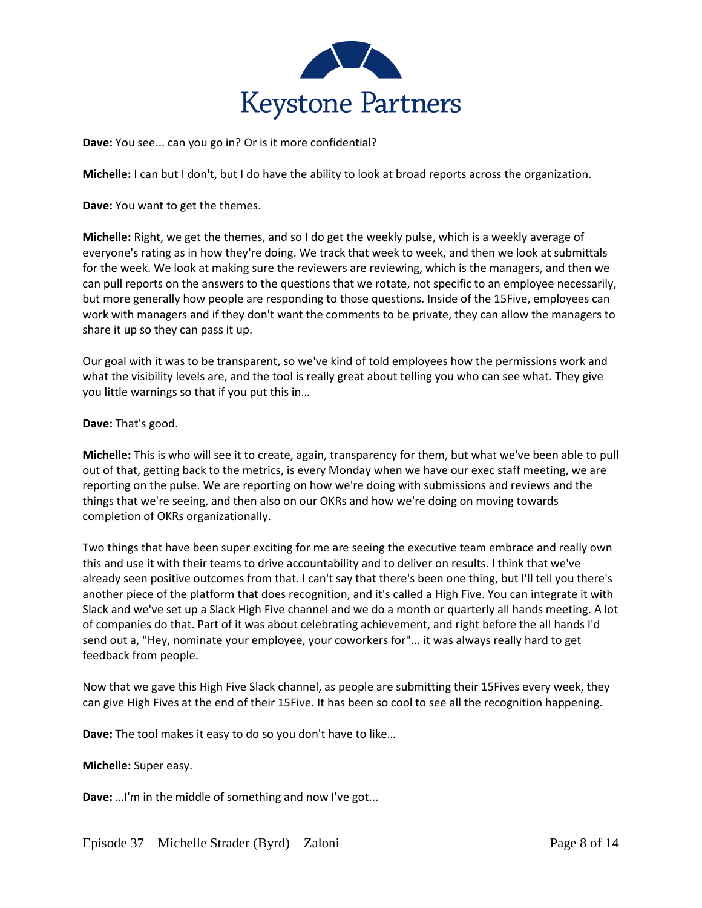**Dave:** You see... can you go in? Or is it more confidential?

**Michelle:** I can but I don't, but I do have the ability to look at broad reports across the organization.

**Dave:** You want to get the themes.

**Michelle:** Right, we get the themes, and so I do get the weekly pulse, which is a weekly average of everyone's rating as in how they're doing. We track that week to week, and then we look at submittals for the week. We look at making sure the reviewers are reviewing, which is the managers, and then we can pull reports on the answers to the questions that we rotate, not specific to an employee necessarily, but more generally how people are responding to those questions. Inside of the 15Five, employees can work with managers and if they don't want the comments to be private, they can allow the managers to share it up so they can pass it up.

Our goal with it was to be transparent, so we've kind of told employees how the permissions work and what the visibility levels are, and the tool is really great about telling you who can see what. They give you little warnings so that if you put this in…

**Dave:** That's good.

**Michelle:** This is who will see it to create, again, transparency for them, but what we've been able to pull out of that, getting back to the metrics, is every Monday when we have our exec staff meeting, we are reporting on the pulse. We are reporting on how we're doing with submissions and reviews and the things that we're seeing, and then also on our OKRs and how we're doing on moving towards completion of OKRs organizationally.

Two things that have been super exciting for me are seeing the executive team embrace and really own this and use it with their teams to drive accountability and to deliver on results. I think that we've already seen positive outcomes from that. I can't say that there's been one thing, but I'll tell you there's another piece of the platform that does recognition, and it's called a High Five. You can integrate it with Slack and we've set up a Slack High Five channel and we do a month or quarterly all hands meeting. A lot of companies do that. Part of it was about celebrating achievement, and right before the all hands I'd send out a, "Hey, nominate your employee, your coworkers for"... it was always really hard to get feedback from people.

Now that we gave this High Five Slack channel, as people are submitting their 15Fives every week, they can give High Fives at the end of their 15Five. It has been so cool to see all the recognition happening.

**Dave:** The tool makes it easy to do so you don't have to like…

**Michelle:** Super easy.

**Dave:** …I'm in the middle of something and now I've got...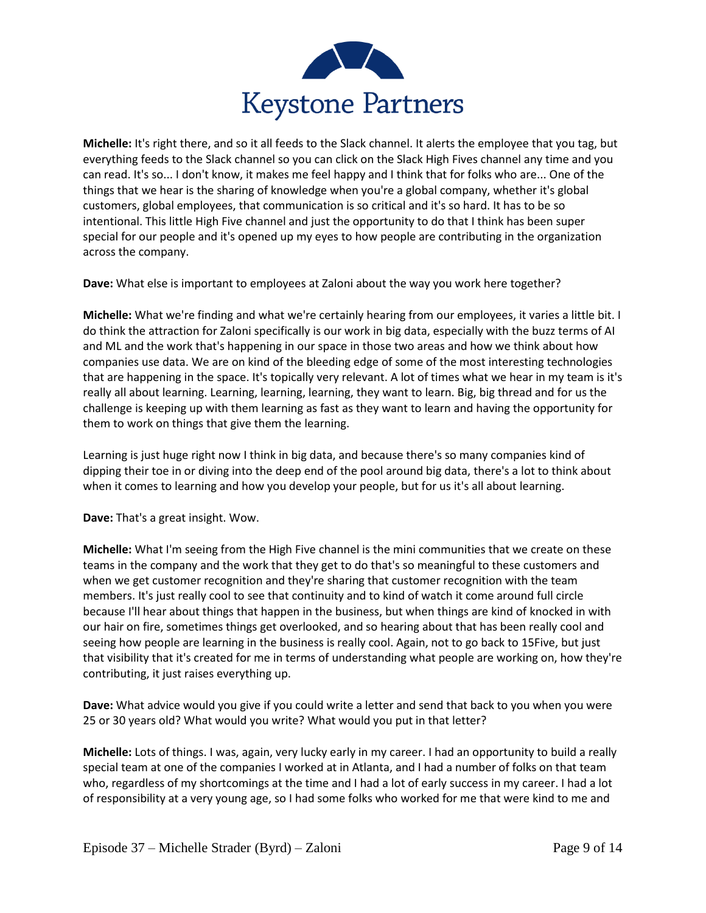**Michelle:** It's right there, and so it all feeds to the Slack channel. It alerts the employee that you tag, but everything feeds to the Slack channel so you can click on the Slack High Fives channel any time and you can read. It's so... I don't know, it makes me feel happy and I think that for folks who are... One of the things that we hear is the sharing of knowledge when you're a global company, whether it's global customers, global employees, that communication is so critical and it's so hard. It has to be so intentional. This little High Five channel and just the opportunity to do that I think has been super special for our people and it's opened up my eyes to how people are contributing in the organization across the company.

**Dave:** What else is important to employees at Zaloni about the way you work here together?

**Michelle:** What we're finding and what we're certainly hearing from our employees, it varies a little bit. I do think the attraction for Zaloni specifically is our work in big data, especially with the buzz terms of AI and ML and the work that's happening in our space in those two areas and how we think about how companies use data. We are on kind of the bleeding edge of some of the most interesting technologies that are happening in the space. It's topically very relevant. A lot of times what we hear in my team is it's really all about learning. Learning, learning, learning, they want to learn. Big, big thread and for us the challenge is keeping up with them learning as fast as they want to learn and having the opportunity for them to work on things that give them the learning.

Learning is just huge right now I think in big data, and because there's so many companies kind of dipping their toe in or diving into the deep end of the pool around big data, there's a lot to think about when it comes to learning and how you develop your people, but for us it's all about learning.

**Dave:** That's a great insight. Wow.

**Michelle:** What I'm seeing from the High Five channel is the mini communities that we create on these teams in the company and the work that they get to do that's so meaningful to these customers and when we get customer recognition and they're sharing that customer recognition with the team members. It's just really cool to see that continuity and to kind of watch it come around full circle because I'll hear about things that happen in the business, but when things are kind of knocked in with our hair on fire, sometimes things get overlooked, and so hearing about that has been really cool and seeing how people are learning in the business is really cool. Again, not to go back to 15Five, but just that visibility that it's created for me in terms of understanding what people are working on, how they're contributing, it just raises everything up.

**Dave:** What advice would you give if you could write a letter and send that back to you when you were 25 or 30 years old? What would you write? What would you put in that letter?

**Michelle:** Lots of things. I was, again, very lucky early in my career. I had an opportunity to build a really special team at one of the companies I worked at in Atlanta, and I had a number of folks on that team who, regardless of my shortcomings at the time and I had a lot of early success in my career. I had a lot of responsibility at a very young age, so I had some folks who worked for me that were kind to me and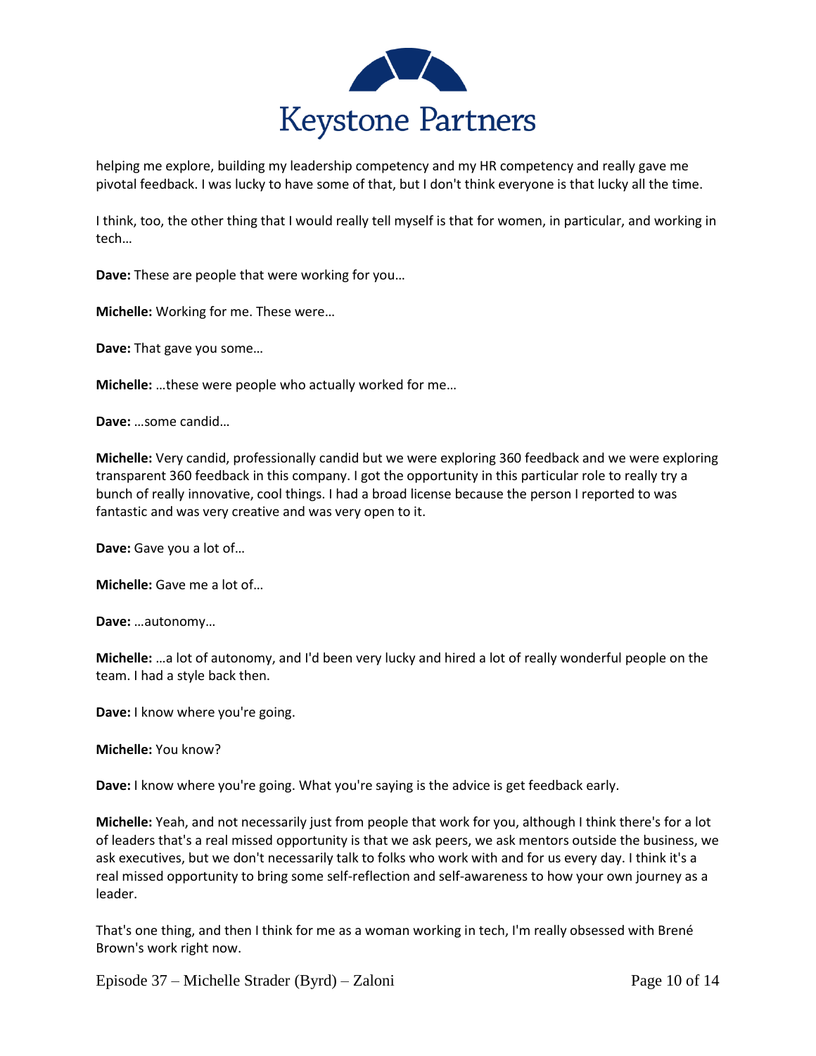helping me explore, building my leadership competency and my HR competency and really gave me pivotal feedback. I was lucky to have some of that, but I don't think everyone is that lucky all the time.

I think, too, the other thing that I would really tell myself is that for women, in particular, and working in tech…

**Dave:** These are people that were working for you…

**Michelle:** Working for me. These were…

**Dave:** That gave you some…

**Michelle:** …these were people who actually worked for me…

**Dave:** …some candid…

**Michelle:** Very candid, professionally candid but we were exploring 360 feedback and we were exploring transparent 360 feedback in this company. I got the opportunity in this particular role to really try a bunch of really innovative, cool things. I had a broad license because the person I reported to was fantastic and was very creative and was very open to it.

**Dave:** Gave you a lot of…

**Michelle:** Gave me a lot of…

**Dave:** …autonomy…

**Michelle:** …a lot of autonomy, and I'd been very lucky and hired a lot of really wonderful people on the team. I had a style back then.

**Dave:** I know where you're going.

**Michelle:** You know?

**Dave:** I know where you're going. What you're saying is the advice is get feedback early.

**Michelle:** Yeah, and not necessarily just from people that work for you, although I think there's for a lot of leaders that's a real missed opportunity is that we ask peers, we ask mentors outside the business, we ask executives, but we don't necessarily talk to folks who work with and for us every day. I think it's a real missed opportunity to bring some self-reflection and self-awareness to how your own journey as a leader.

That's one thing, and then I think for me as a woman working in tech, I'm really obsessed with Brené Brown's work right now.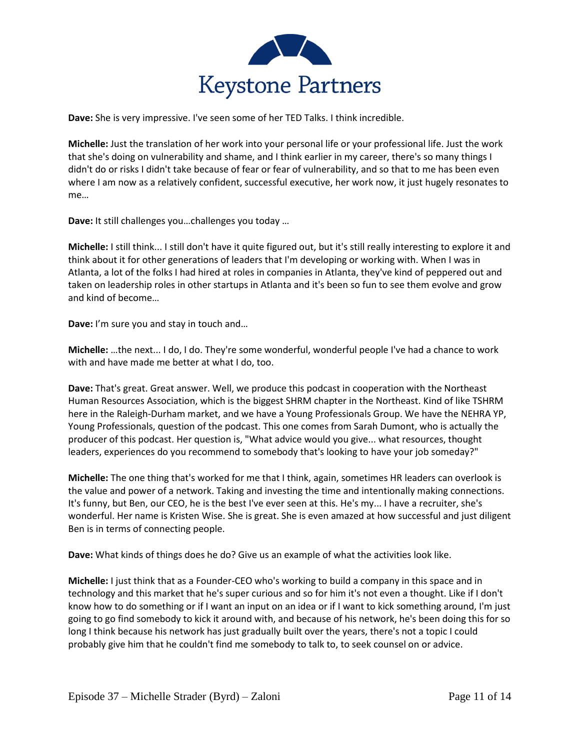**Dave:** She is very impressive. I've seen some of her TED Talks. I think incredible.

**Michelle:** Just the translation of her work into your personal life or your professional life. Just the work that she's doing on vulnerability and shame, and I think earlier in my career, there's so many things I didn't do or risks I didn't take because of fear or fear of vulnerability, and so that to me has been even where I am now as a relatively confident, successful executive, her work now, it just hugely resonates to me…

**Dave:** It still challenges you…challenges you today …

**Michelle:** I still think... I still don't have it quite figured out, but it's still really interesting to explore it and think about it for other generations of leaders that I'm developing or working with. When I was in Atlanta, a lot of the folks I had hired at roles in companies in Atlanta, they've kind of peppered out and taken on leadership roles in other startups in Atlanta and it's been so fun to see them evolve and grow and kind of become…

**Dave:** I'm sure you and stay in touch and…

**Michelle:** …the next... I do, I do. They're some wonderful, wonderful people I've had a chance to work with and have made me better at what I do, too.

**Dave:** That's great. Great answer. Well, we produce this podcast in cooperation with the Northeast Human Resources Association, which is the biggest SHRM chapter in the Northeast. Kind of like TSHRM here in the Raleigh-Durham market, and we have a Young Professionals Group. We have the NEHRA YP, Young Professionals, question of the podcast. This one comes from Sarah Dumont, who is actually the producer of this podcast. Her question is, "What advice would you give... what resources, thought leaders, experiences do you recommend to somebody that's looking to have your job someday?"

**Michelle:** The one thing that's worked for me that I think, again, sometimes HR leaders can overlook is the value and power of a network. Taking and investing the time and intentionally making connections. It's funny, but Ben, our CEO, he is the best I've ever seen at this. He's my... I have a recruiter, she's wonderful. Her name is Kristen Wise. She is great. She is even amazed at how successful and just diligent Ben is in terms of connecting people.

**Dave:** What kinds of things does he do? Give us an example of what the activities look like.

**Michelle:** I just think that as a Founder-CEO who's working to build a company in this space and in technology and this market that he's super curious and so for him it's not even a thought. Like if I don't know how to do something or if I want an input on an idea or if I want to kick something around, I'm just going to go find somebody to kick it around with, and because of his network, he's been doing this for so long I think because his network has just gradually built over the years, there's not a topic I could probably give him that he couldn't find me somebody to talk to, to seek counsel on or advice.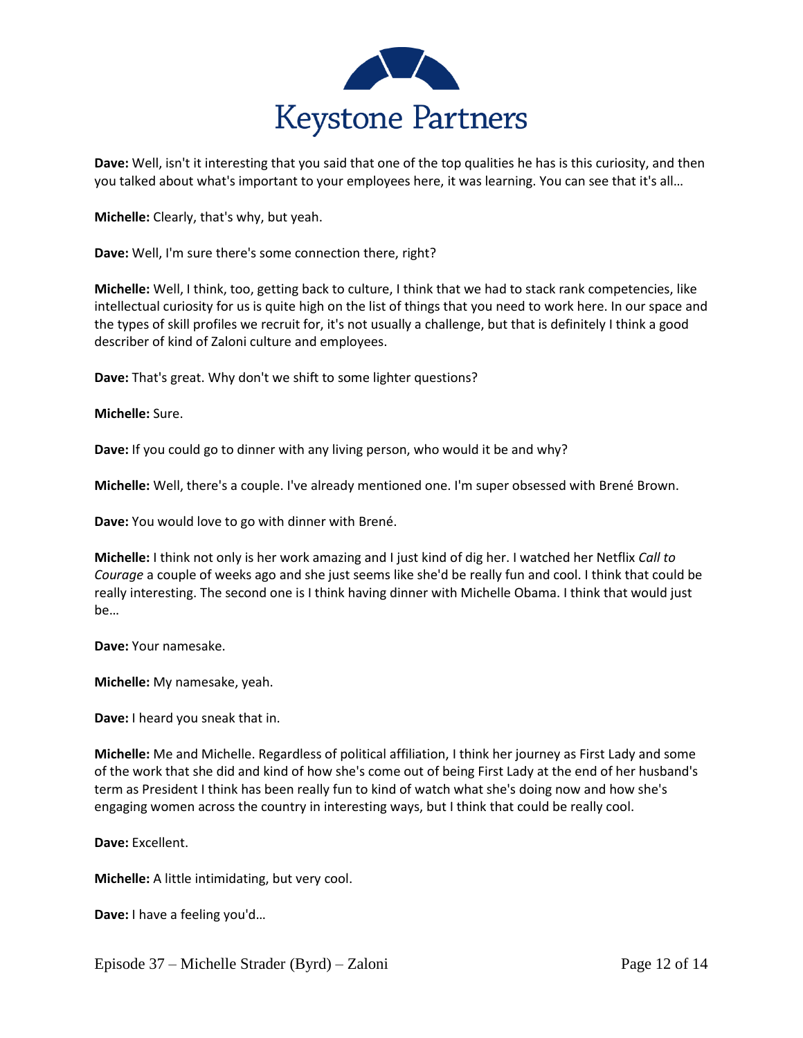**Dave:** Well, isn't it interesting that you said that one of the top qualities he has is this curiosity, and then you talked about what's important to your employees here, it was learning. You can see that it's all…

**Michelle:** Clearly, that's why, but yeah.

**Dave:** Well, I'm sure there's some connection there, right?

**Michelle:** Well, I think, too, getting back to culture, I think that we had to stack rank competencies, like intellectual curiosity for us is quite high on the list of things that you need to work here. In our space and the types of skill profiles we recruit for, it's not usually a challenge, but that is definitely I think a good describer of kind of Zaloni culture and employees.

**Dave:** That's great. Why don't we shift to some lighter questions?

**Michelle:** Sure.

**Dave:** If you could go to dinner with any living person, who would it be and why?

**Michelle:** Well, there's a couple. I've already mentioned one. I'm super obsessed with Brené Brown.

**Dave:** You would love to go with dinner with Brené.

**Michelle:** I think not only is her work amazing and I just kind of dig her. I watched her Netflix *Call to Courage* a couple of weeks ago and she just seems like she'd be really fun and cool. I think that could be really interesting. The second one is I think having dinner with Michelle Obama. I think that would just be…

**Dave:** Your namesake.

**Michelle:** My namesake, yeah.

**Dave:** I heard you sneak that in.

**Michelle:** Me and Michelle. Regardless of political affiliation, I think her journey as First Lady and some of the work that she did and kind of how she's come out of being First Lady at the end of her husband's term as President I think has been really fun to kind of watch what she's doing now and how she's engaging women across the country in interesting ways, but I think that could be really cool.

**Dave:** Excellent.

**Michelle:** A little intimidating, but very cool.

**Dave:** I have a feeling you'd…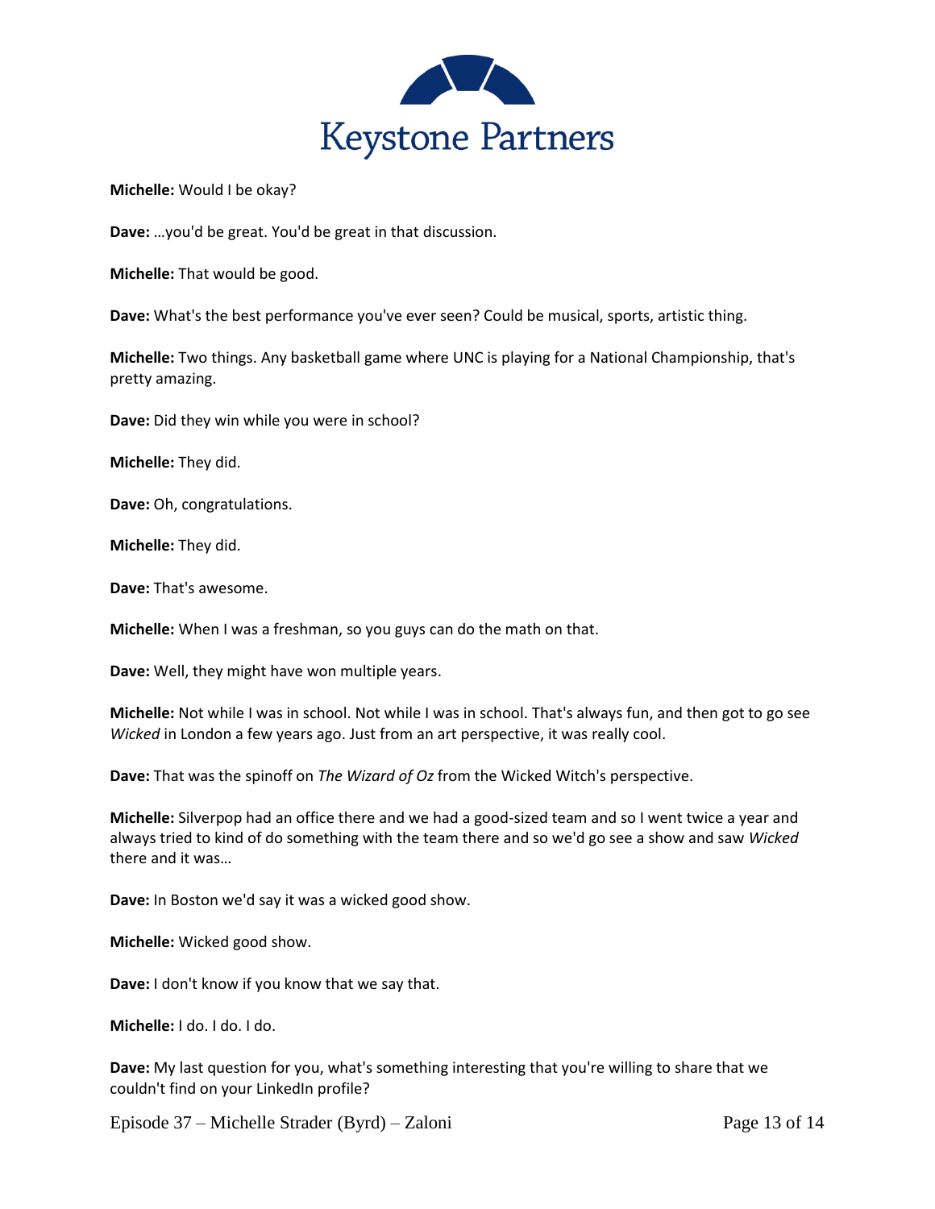**Michelle:** Would I be okay?

**Dave:** …you'd be great. You'd be great in that discussion.

**Michelle:** That would be good.

**Dave:** What's the best performance you've ever seen? Could be musical, sports, artistic thing.

**Michelle:** Two things. Any basketball game where UNC is playing for a National Championship, that's pretty amazing.

**Dave:** Did they win while you were in school?

**Michelle:** They did.

**Dave:** Oh, congratulations.

**Michelle:** They did.

**Dave:** That's awesome.

**Michelle:** When I was a freshman, so you guys can do the math on that.

**Dave:** Well, they might have won multiple years.

**Michelle:** Not while I was in school. Not while I was in school. That's always fun, and then got to go see *Wicked* in London a few years ago. Just from an art perspective, it was really cool.

**Dave:** That was the spinoff on *The Wizard of Oz* from the Wicked Witch's perspective.

**Michelle:** Silverpop had an office there and we had a good-sized team and so I went twice a year and always tried to kind of do something with the team there and so we'd go see a show and saw *Wicked* there and it was…

**Dave:** In Boston we'd say it was a wicked good show.

**Michelle:** Wicked good show.

**Dave:** I don't know if you know that we say that.

**Michelle:** I do. I do. I do.

**Dave:** My last question for you, what's something interesting that you're willing to share that we couldn't find on your LinkedIn profile?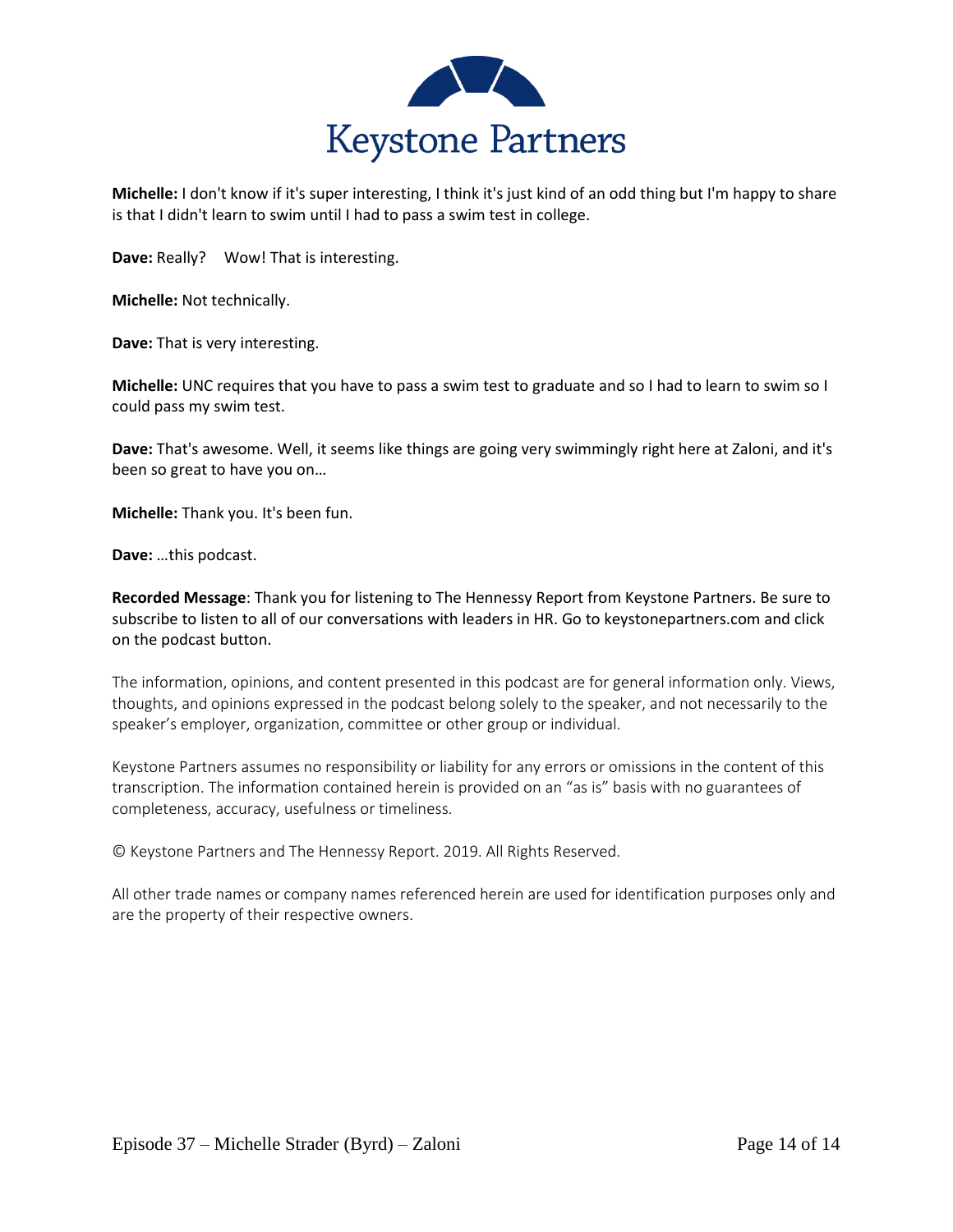**Michelle:** I don't know if it's super interesting, I think it's just kind of an odd thing but I'm happy to share is that I didn't learn to swim until I had to pass a swim test in college.

**Dave:** Really? Wow! That is interesting.

**Michelle:** Not technically.

**Dave:** That is very interesting.

**Michelle:** UNC requires that you have to pass a swim test to graduate and so I had to learn to swim so I could pass my swim test.

**Dave:** That's awesome. Well, it seems like things are going very swimmingly right here at Zaloni, and it's been so great to have you on…

**Michelle:** Thank you. It's been fun.

**Dave:** …this podcast.

**Recorded Message**: Thank you for listening to The Hennessy Report from Keystone Partners. Be sure to subscribe to listen to all of our conversations with leaders in HR. Go to keystonepartners.com and click on the podcast button.

The information, opinions, and content presented in this podcast are for general information only. Views, thoughts, and opinions expressed in the podcast belong solely to the speaker, and not necessarily to the speaker's employer, organization, committee or other group or individual.

Keystone Partners assumes no responsibility or liability for any errors or omissions in the content of this transcription. The information contained herein is provided on an "as is" basis with no guarantees of completeness, accuracy, usefulness or timeliness.

© Keystone Partners and The Hennessy Report. 2019. All Rights Reserved.

All other trade names or company names referenced herein are used for identification purposes only and are the property of their respective owners.